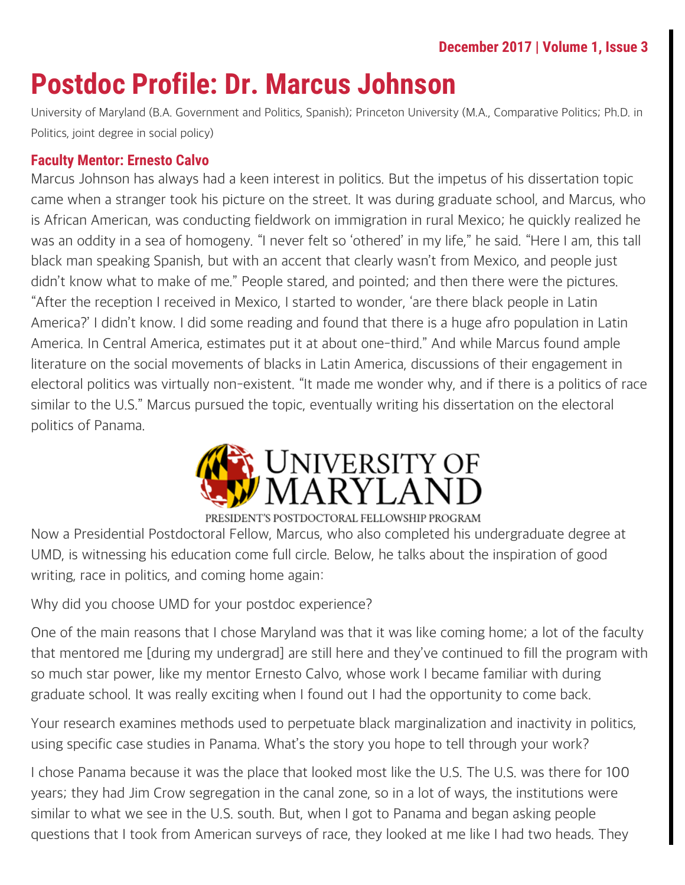# Postdoc Profile: Dr. Marcus Johnson

University of Maryland (B.A. Government and Politics, Spanish); Princeton University (M.A., Comparative Politics; Ph.D. in Politics, joint degree in social policy)

### Faculty Mentor: Ernesto Calvo

Marcus Johnson has always had a keen interest in politics. But the impetus of his dissertation topic came when a stranger took his picture on the street. It was during graduate school, and Marcus, who is African American, was conducting fieldwork on immigration in rural Mexico; he quickly realized he was an oddity in a sea of homogeny. "I never felt so 'othered' in my life," he said. "Here I am, this tall black man speaking Spanish, but with an accent that clearly wasn't from Mexico, and people just didn't know what to make of me." People stared, and pointed; and then there were the pictures. "After the reception I received in Mexico, I started to wonder, 'are there black people in Latin America?' I didn't know. I did some reading and found that there is a huge afro population in Latin America. In Central America, estimates put it at about one-third." And while Marcus found ample literature on the social movements of blacks in Latin America, discussions of their engagement in electoral politics was virtually non-existent. "It made me wonder why, and if there is a politics of race similar to the U.S." Marcus pursued the topic, eventually writing his dissertation on the electoral politics of Panama.

UNIVERSITY OF MARYLAND
PRESIDENT'S POSTDOCTORAL FELLOWSHIP PROGRAM

Now a Presidential Postdoctoral Fellow, Marcus, who also completed his undergraduate degree at UMD, is witnessing his education come full circle. Below, he talks about the inspiration of good writing, race in politics, and coming home again:

Why did you choose UMD for your postdoc experience?

One of the main reasons that I chose Maryland was that it was like coming home; a lot of the faculty that mentored me [during my undergrad] are still here and they've continued to fill the program with so much star power, like my mentor Ernesto Calvo, whose work I became familiar with during graduate school. It was really exciting when I found out I had the opportunity to come back.

Your research examines methods used to perpetuate black marginalization and inactivity in politics, using specific case studies in Panama. What's the story you hope to tell through your work?

I chose Panama because it was the place that looked most like the U.S. The U.S. was there for 100 years; they had Jim Crow segregation in the canal zone, so in a lot of ways, the institutions were similar to what we see in the U.S. south. But, when I got to Panama and began asking people questions that I took from American surveys of race, they looked at me like I had two heads. They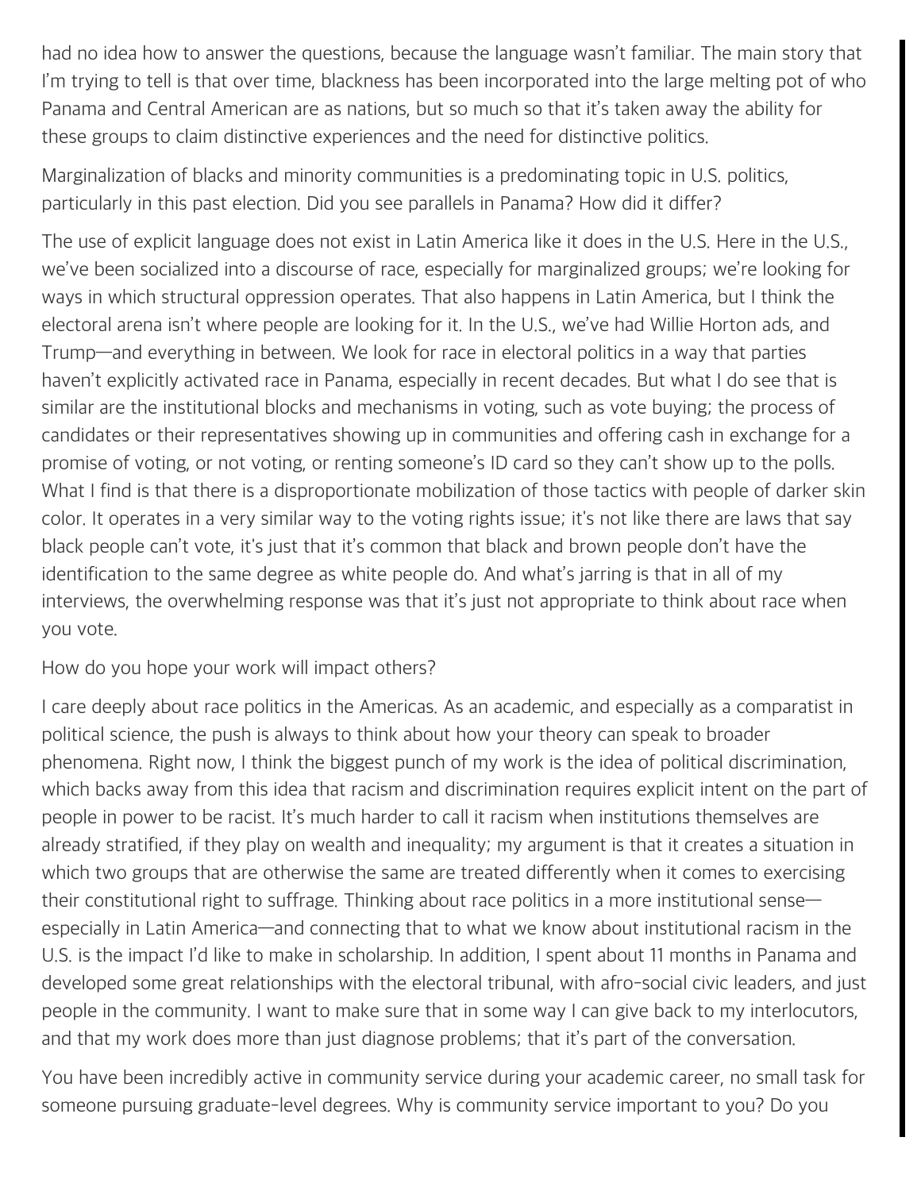had no idea how to answer the questions, because the language wasn't familiar. The main story that I'm trying to tell is that over time, blackness has been incorporated into the large melting pot of who Panama and Central American are as nations, but so much so that it's taken away the ability for these groups to claim distinctive experiences and the need for distinctive politics.

Marginalization of blacks and minority communities is a predominating topic in U.S. politics, particularly in this past election. Did you see parallels in Panama? How did it differ?

The use of explicit language does not exist in Latin America like it does in the U.S. Here in the U.S., we've been socialized into a discourse of race, especially for marginalized groups; we're looking for ways in which structural oppression operates. That also happens in Latin America, but I think the electoral arena isn't where people are looking for it. In the U.S., we've had Willie Horton ads, and Trump—and everything in between. We look for race in electoral politics in a way that parties haven't explicitly activated race in Panama, especially in recent decades. But what I do see that is similar are the institutional blocks and mechanisms in voting, such as vote buying; the process of candidates or their representatives showing up in communities and offering cash in exchange for a promise of voting, or not voting, or renting someone's ID card so they can't show up to the polls. What I find is that there is a disproportionate mobilization of those tactics with people of darker skin color. It operates in a very similar way to the voting rights issue; it's not like there are laws that say black people can't vote, it's just that it's common that black and brown people don't have the identification to the same degree as white people do. And what's jarring is that in all of my interviews, the overwhelming response was that it's just not appropriate to think about race when you vote.

How do you hope your work will impact others?

I care deeply about race politics in the Americas. As an academic, and especially as a comparatist in political science, the push is always to think about how your theory can speak to broader phenomena. Right now, I think the biggest punch of my work is the idea of political discrimination, which backs away from this idea that racism and discrimination requires explicit intent on the part of people in power to be racist. It's much harder to call it racism when institutions themselves are already stratified, if they play on wealth and inequality; my argument is that it creates a situation in which two groups that are otherwise the same are treated differently when it comes to exercising their constitutional right to suffrage. Thinking about race politics in a more institutional sense—especially in Latin America—and connecting that to what we know about institutional racism in the U.S. is the impact I'd like to make in scholarship. In addition, I spent about 11 months in Panama and developed some great relationships with the electoral tribunal, with afro-social civic leaders, and just people in the community. I want to make sure that in some way I can give back to my interlocutors, and that my work does more than just diagnose problems; that it's part of the conversation.

You have been incredibly active in community service during your academic career, no small task for someone pursuing graduate-level degrees. Why is community service important to you? Do you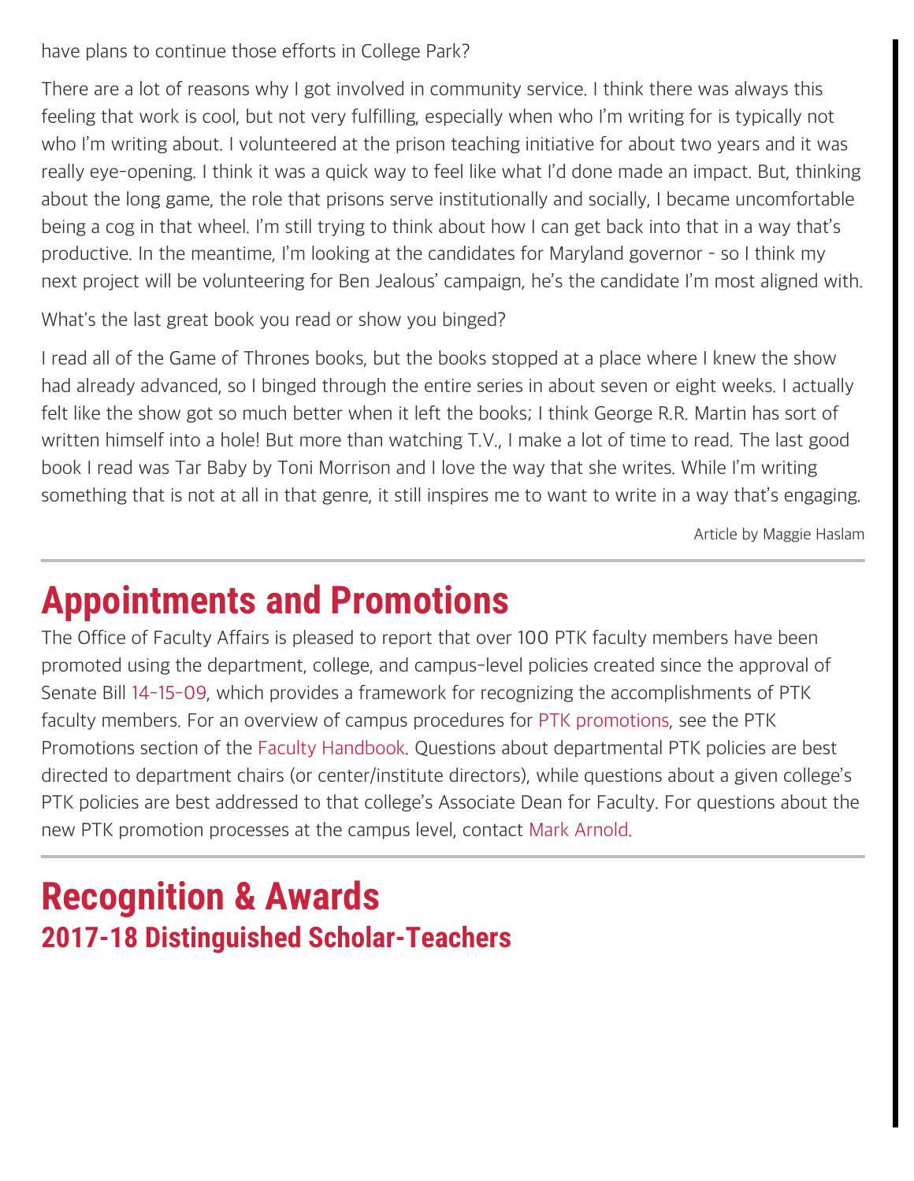have plans to continue those efforts in College Park?

There are a lot of reasons why I got involved in community service. I think there was always this feeling that work is cool, but not very fulfilling, especially when who I'm writing for is typically not who I'm writing about. I volunteered at the prison teaching initiative for about two years and it was really eye-opening. I think it was a quick way to feel like what I'd done made an impact. But, thinking about the long game, the role that prisons serve institutionally and socially, I became uncomfortable being a cog in that wheel. I'm still trying to think about how I can get back into that in a way that's productive. In the meantime, I'm looking at the candidates for Maryland governor - so I think my next project will be volunteering for Ben Jealous' campaign, he's the candidate I'm most aligned with.

What's the last great book you read or show you binged?

I read all of the Game of Thrones books, but the books stopped at a place where I knew the show had already advanced, so I binged through the entire series in about seven or eight weeks. I actually felt like the show got so much better when it left the books; I think George R.R. Martin has sort of written himself into a hole! But more than watching T.V., I make a lot of time to read. The last good book I read was Tar Baby by Toni Morrison and I love the way that she writes. While I'm writing something that is not at all in that genre, it still inspires me to want to write in a way that's engaging.

Article by Maggie Haslam

---

# Appointments and Promotions

The Office of Faculty Affairs is pleased to report that over 100 PTK faculty members have been promoted using the department, college, and campus-level policies created since the approval of Senate Bill 14-15-09, which provides a framework for recognizing the accomplishments of PTK faculty members. For an overview of campus procedures for PTK promotions, see the PTK Promotions section of the Faculty Handbook. Questions about departmental PTK policies are best directed to department chairs (or center/institute directors), while questions about a given college's PTK policies are best addressed to that college's Associate Dean for Faculty. For questions about the new PTK promotion processes at the campus level, contact Mark Arnold.

---

# Recognition & Awards

## 2017-18 Distinguished Scholar-Teachers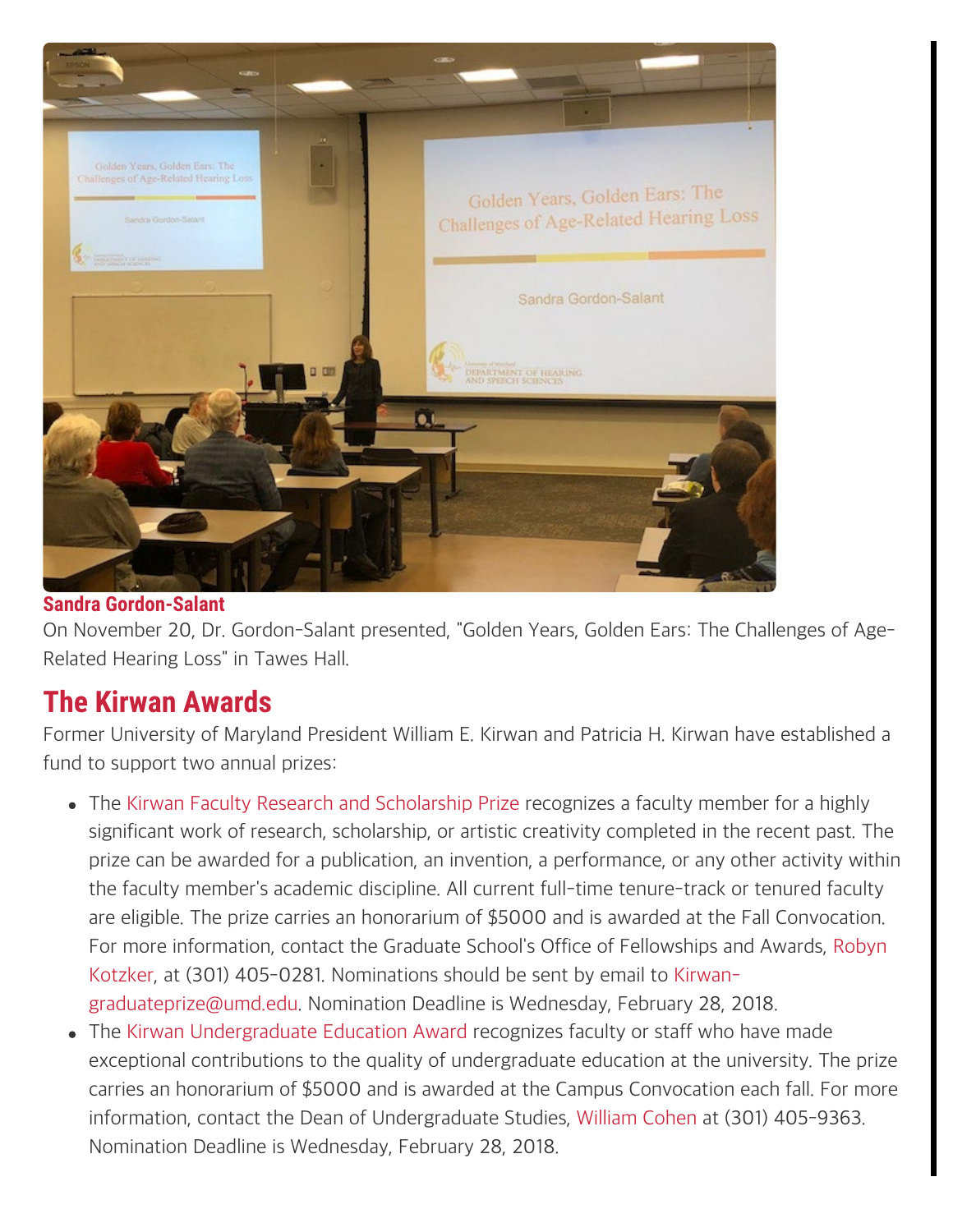**Sandra Gordon-Salant**

On November 20, Dr. Gordon-Salant presented, "Golden Years, Golden Ears: The Challenges of Age-Related Hearing Loss" in Tawes Hall.

## The Kirwan Awards

Former University of Maryland President William E. Kirwan and Patricia H. Kirwan have established a fund to support two annual prizes:

- The Kirwan Faculty Research and Scholarship Prize recognizes a faculty member for a highly significant work of research, scholarship, or artistic creativity completed in the recent past. The prize can be awarded for a publication, an invention, a performance, or any other activity within the faculty member's academic discipline. All current full-time tenure-track or tenured faculty are eligible. The prize carries an honorarium of $5000 and is awarded at the Fall Convocation. For more information, contact the Graduate School's Office of Fellowships and Awards, Robyn Kotzker, at (301) 405-0281. Nominations should be sent by email to Kirwan-graduateprize@umd.edu. Nomination Deadline is Wednesday, February 28, 2018.
- The Kirwan Undergraduate Education Award recognizes faculty or staff who have made exceptional contributions to the quality of undergraduate education at the university. The prize carries an honorarium of $5000 and is awarded at the Campus Convocation each fall. For more information, contact the Dean of Undergraduate Studies, William Cohen at (301) 405-9363. Nomination Deadline is Wednesday, February 28, 2018.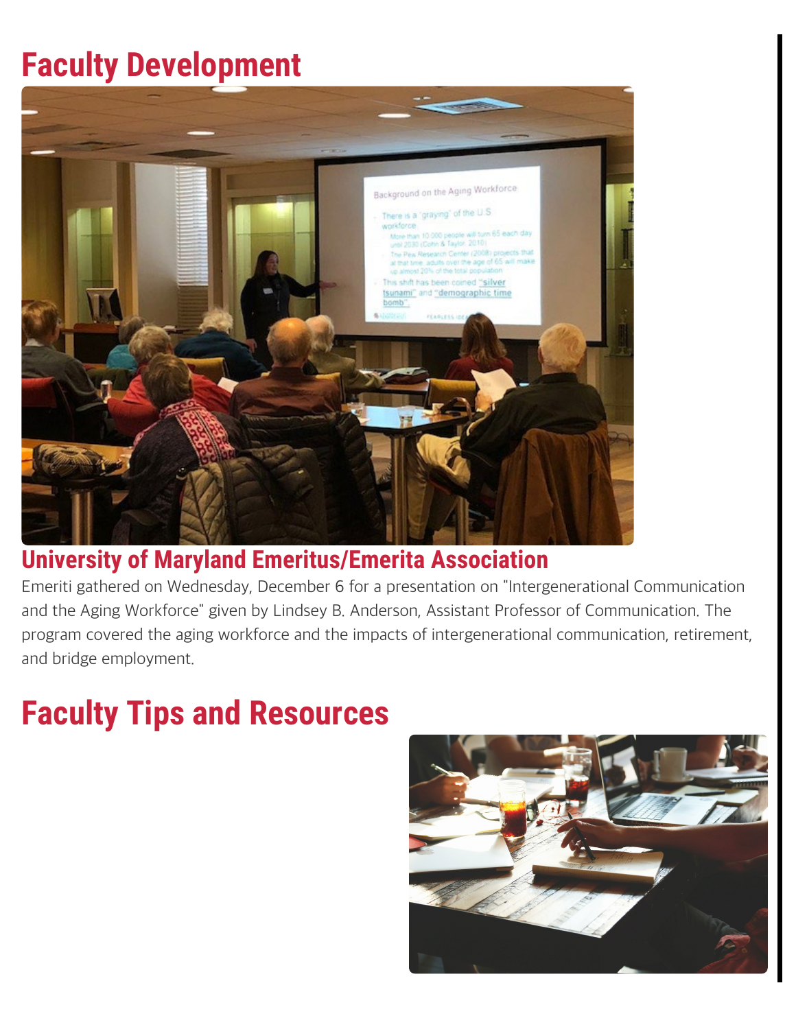# Faculty Development

## University of Maryland Emeritus/Emerita Association

Emeriti gathered on Wednesday, December 6 for a presentation on "Intergenerational Communication and the Aging Workforce" given by Lindsey B. Anderson, Assistant Professor of Communication. The program covered the aging workforce and the impacts of intergenerational communication, retirement, and bridge employment.

# Faculty Tips and Resources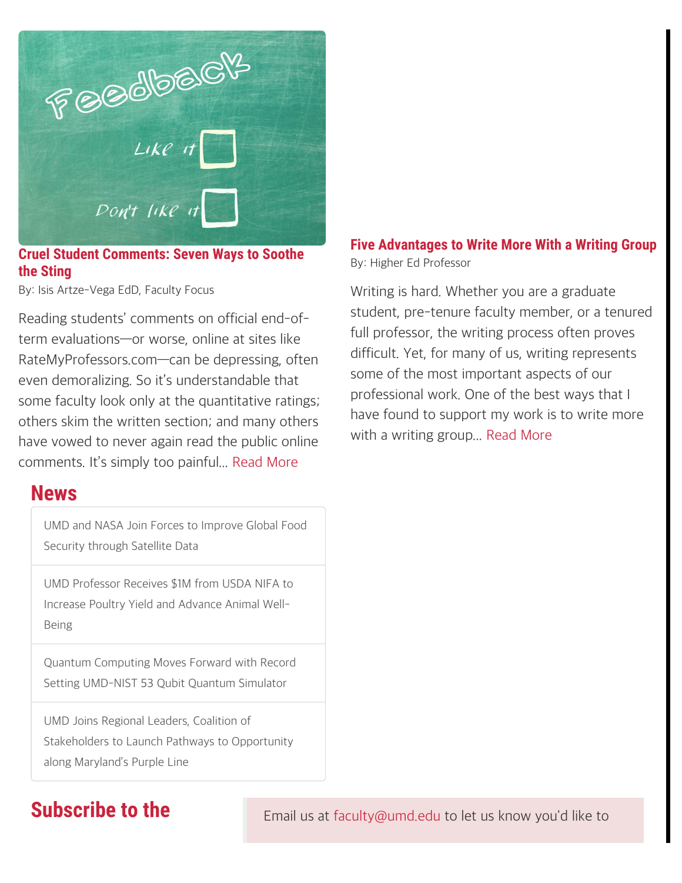### Cruel Student Comments: Seven Ways to Soothe the Sting

By: Isis Artze-Vega EdD, Faculty Focus

Reading students' comments on official end-of-term evaluations—or worse, online at sites like RateMyProfessors.com—can be depressing, often even demoralizing. So it's understandable that some faculty look only at the quantitative ratings; others skim the written section; and many others have vowed to never again read the public online comments. It's simply too painful... Read More

### Five Advantages to Write More With a Writing Group

By: Higher Ed Professor

Writing is hard. Whether you are a graduate student, pre-tenure faculty member, or a tenured full professor, the writing process often proves difficult. Yet, for many of us, writing represents some of the most important aspects of our professional work. One of the best ways that I have found to support my work is to write more with a writing group... Read More

## News

- UMD and NASA Join Forces to Improve Global Food Security through Satellite Data
- UMD Professor Receives $1M from USDA NIFA to Increase Poultry Yield and Advance Animal Well-Being
- Quantum Computing Moves Forward with Record Setting UMD-NIST 53 Qubit Quantum Simulator
- UMD Joins Regional Leaders, Coalition of Stakeholders to Launch Pathways to Opportunity along Maryland's Purple Line

## Subscribe to the

Email us at faculty@umd.edu to let us know you'd like to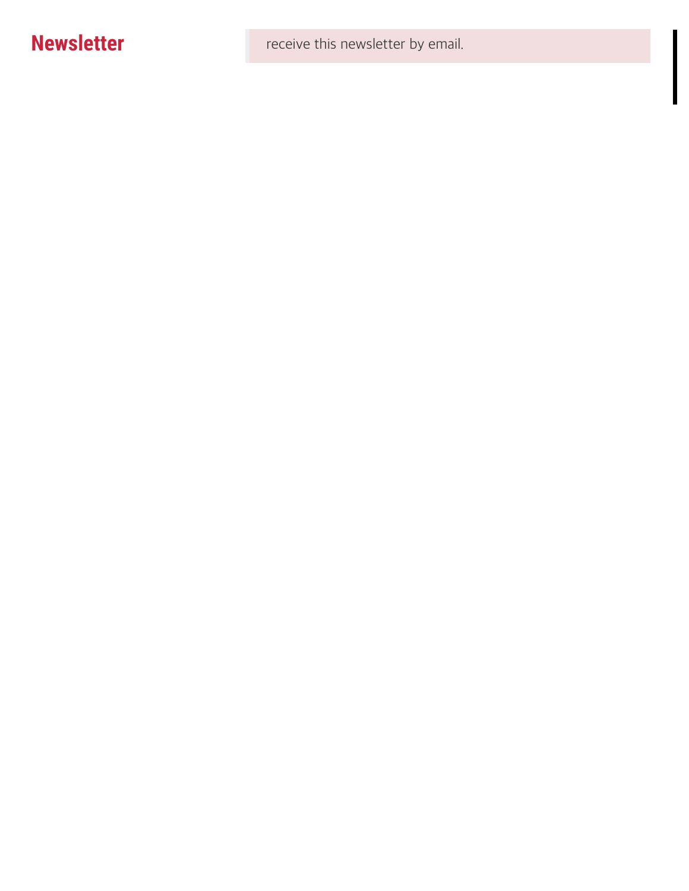## Newsletter

receive this newsletter by email.